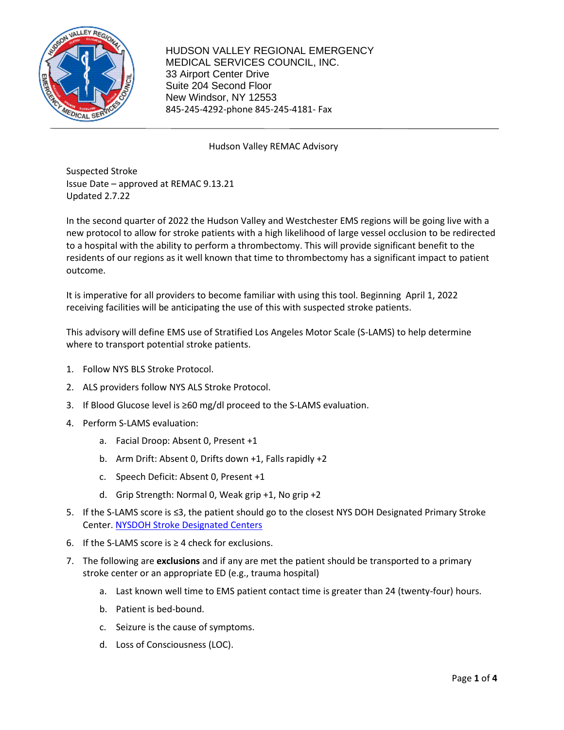HUDSON VALLEY REGIONAL EMERGENCY
MEDICAL SERVICES COUNCIL, INC.
33 Airport Center Drive
Suite 204 Second Floor
New Windsor, NY 12553
845-245-4292-phone 845-245-4181- Fax

---

Hudson Valley REMAC Advisory

Suspected Stroke
Issue Date – approved at REMAC 9.13.21
Updated 2.7.22

In the second quarter of 2022 the Hudson Valley and Westchester EMS regions will be going live with a new protocol to allow for stroke patients with a high likelihood of large vessel occlusion to be redirected to a hospital with the ability to perform a thrombectomy. This will provide significant benefit to the residents of our regions as it well known that time to thrombectomy has a significant impact to patient outcome.

It is imperative for all providers to become familiar with using this tool. Beginning April 1, 2022 receiving facilities will be anticipating the use of this with suspected stroke patients.

This advisory will define EMS use of Stratified Los Angeles Motor Scale (S-LAMS) to help determine where to transport potential stroke patients.

1. Follow NYS BLS Stroke Protocol.
2. ALS providers follow NYS ALS Stroke Protocol.
3. If Blood Glucose level is ≥60 mg/dl proceed to the S-LAMS evaluation.
4. Perform S-LAMS evaluation:
    a. Facial Droop: Absent 0, Present +1
    b. Arm Drift: Absent 0, Drifts down +1, Falls rapidly +2
    c. Speech Deficit: Absent 0, Present +1
    d. Grip Strength: Normal 0, Weak grip +1, No grip +2
5. If the S-LAMS score is ≤3, the patient should go to the closest NYS DOH Designated Primary Stroke Center. [NYSDOH Stroke Designated Centers]
6. If the S-LAMS score is ≥ 4 check for exclusions.
7. The following are **exclusions** and if any are met the patient should be transported to a primary stroke center or an appropriate ED (e.g., trauma hospital)
    a. Last known well time to EMS patient contact time is greater than 24 (twenty-four) hours.
    b. Patient is bed-bound.
    c. Seizure is the cause of symptoms.
    d. Loss of Consciousness (LOC).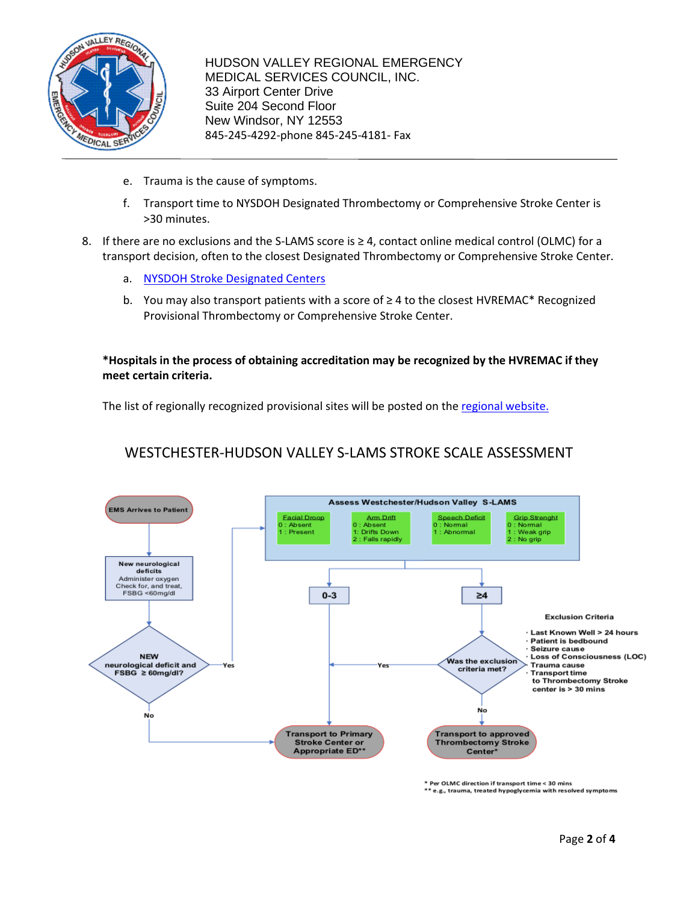HUDSON VALLEY REGIONAL EMERGENCY MEDICAL SERVICES COUNCIL, INC.
33 Airport Center Drive
Suite 204 Second Floor
New Windsor, NY 12553
845-245-4292-phone 845-245-4181- Fax

e. Trauma is the cause of symptoms.

f. Transport time to NYSDOH Designated Thrombectomy or Comprehensive Stroke Center is >30 minutes.

8. If there are no exclusions and the S-LAMS score is ≥ 4, contact online medical control (OLMC) for a transport decision, often to the closest Designated Thrombectomy or Comprehensive Stroke Center.

   a. NYSDOH Stroke Designated Centers

   b. You may also transport patients with a score of ≥ 4 to the closest HVREMAC* Recognized Provisional Thrombectomy or Comprehensive Stroke Center.

**\*Hospitals in the process of obtaining accreditation may be recognized by the HVREMAC if they meet certain criteria.**

The list of regionally recognized provisional sites will be posted on the regional website.

## WESTCHESTER-HUDSON VALLEY S-LAMS STROKE SCALE ASSESSMENT

EMS Arrives to Patient

New neurological deficits
Administer oxygen
Check for, and treat, FSBG <60mg/dl

NEW neurological deficit and FSBG ≥ 60mg/dl? — Yes → Assess Westchester/Hudson Valley S-LAMS; No → Transport to Primary Stroke Center or Appropriate ED**

**Assess Westchester/Hudson Valley S-LAMS**

| Facial Droop | Arm Drift | Speech Deficit | Grip Strenght |
|---|---|---|---|
| 0 : Absent<br>1 : Present | 0 : Absent<br>1: Drifts Down<br>2 : Falls rapidly | 0 : Normal<br>1 : Abnormal | 0 : Normal<br>1 : Weak grip<br>2 : No grip |

0-3 → Transport to Primary Stroke Center or Appropriate ED**

≥4 → Was the exclusion criteria met? — Yes → Transport to Primary Stroke Center or Appropriate ED**; No → Transport to approved Thrombectomy Stroke Center*

**Exclusion Criteria**

- Last Known Well > 24 hours
- Patient is bedbound
- Seizure cause
- Loss of Consciousness (LOC)
- Trauma cause
- Transport time to Thrombectomy Stroke center is > 30 mins

\* Per OLMC direction if transport time < 30 mins
\*\* e.g., trauma, treated hypoglycemia with resolved symptoms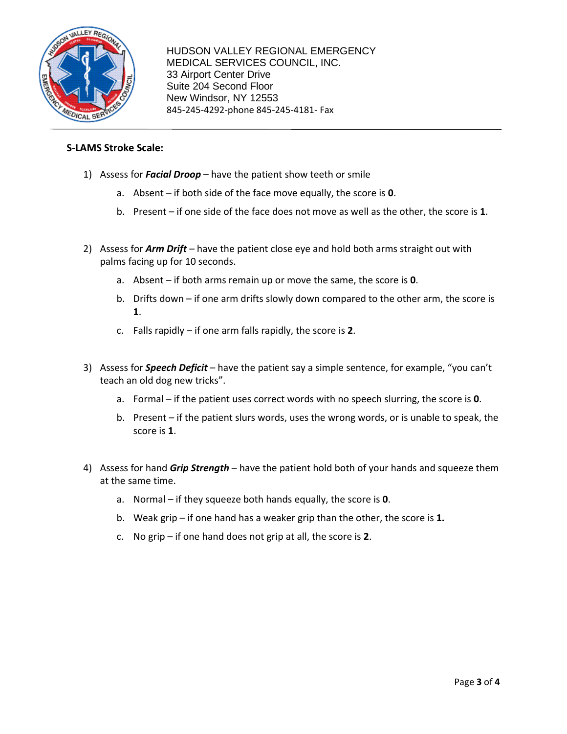HUDSON VALLEY REGIONAL EMERGENCY MEDICAL SERVICES COUNCIL, INC.
33 Airport Center Drive
Suite 204 Second Floor
New Windsor, NY 12553
845-245-4292-phone 845-245-4181- Fax

**S-LAMS Stroke Scale:**

1) Assess for ***Facial Droop*** – have the patient show teeth or smile
   a. Absent – if both side of the face move equally, the score is **0**.
   b. Present – if one side of the face does not move as well as the other, the score is **1**.

2) Assess for ***Arm Drift*** – have the patient close eye and hold both arms straight out with palms facing up for 10 seconds.
   a. Absent – if both arms remain up or move the same, the score is **0**.
   b. Drifts down – if one arm drifts slowly down compared to the other arm, the score is **1**.
   c. Falls rapidly – if one arm falls rapidly, the score is **2**.

3) Assess for ***Speech Deficit*** – have the patient say a simple sentence, for example, "you can't teach an old dog new tricks".
   a. Formal – if the patient uses correct words with no speech slurring, the score is **0**.
   b. Present – if the patient slurs words, uses the wrong words, or is unable to speak, the score is **1**.

4) Assess for hand ***Grip Strength*** – have the patient hold both of your hands and squeeze them at the same time.
   a. Normal – if they squeeze both hands equally, the score is **0**.
   b. Weak grip – if one hand has a weaker grip than the other, the score is **1.**
   c. No grip – if one hand does not grip at all, the score is **2**.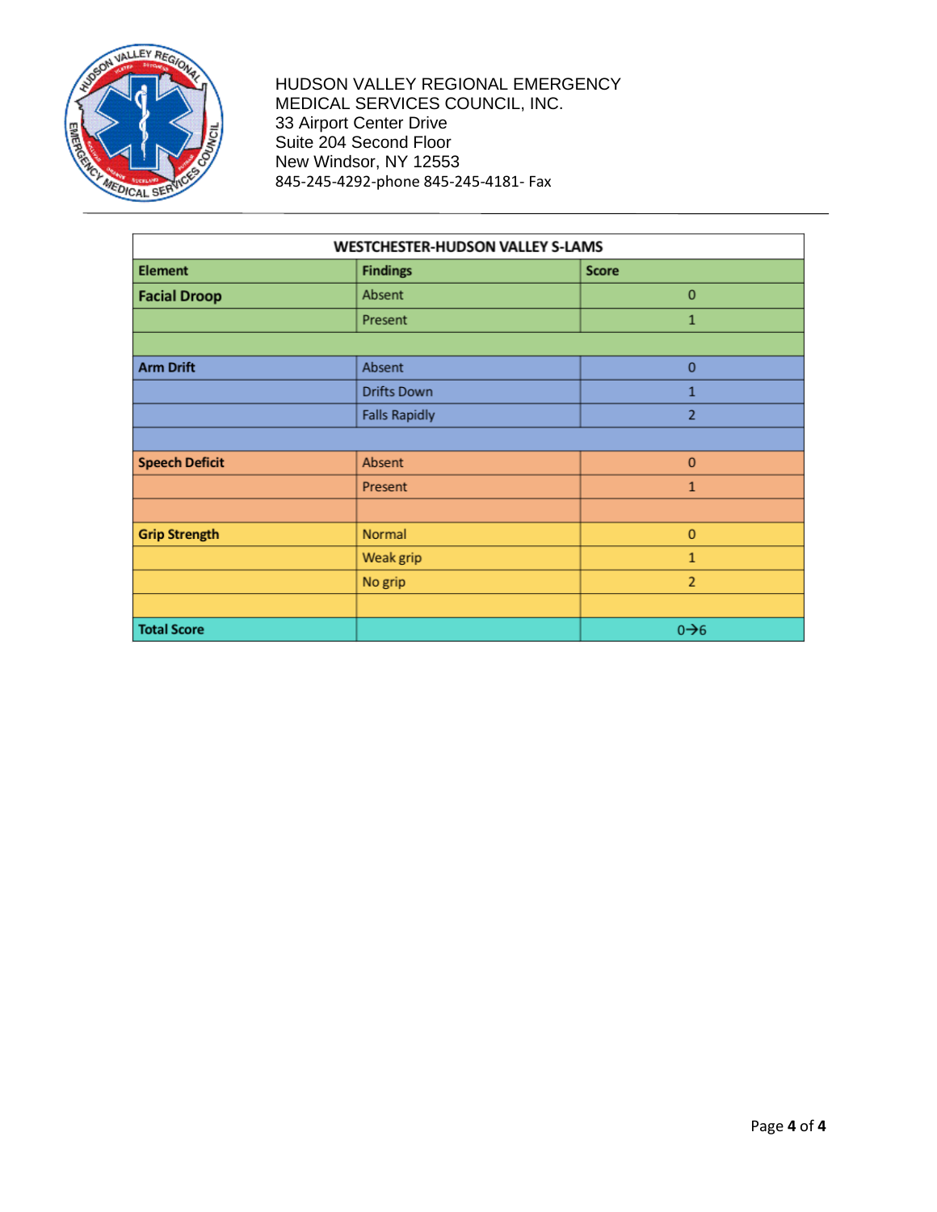HUDSON VALLEY REGIONAL EMERGENCY MEDICAL SERVICES COUNCIL, INC.
33 Airport Center Drive
Suite 204 Second Floor
New Windsor, NY 12553
845-245-4292-phone 845-245-4181- Fax

| WESTCHESTER-HUDSON VALLEY S-LAMS | | |
|---|---|---|
| **Element** | **Findings** | **Score** |
| **Facial Droop** | Absent | 0 |
| | Present | 1 |
| | | |
| **Arm Drift** | Absent | 0 |
| | Drifts Down | 1 |
| | Falls Rapidly | 2 |
| | | |
| **Speech Deficit** | Absent | 0 |
| | Present | 1 |
| | | |
| **Grip Strength** | Normal | 0 |
| | Weak grip | 1 |
| | No grip | 2 |
| | | |
| **Total Score** | | 0→6 |